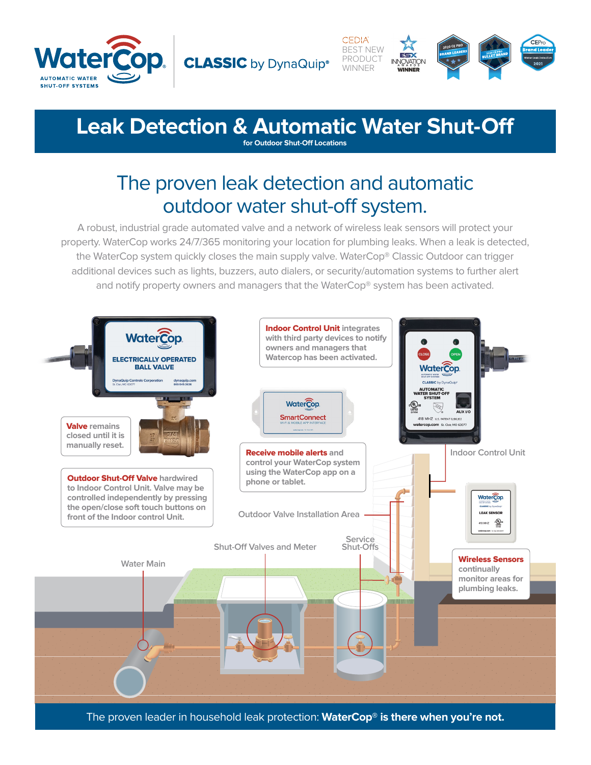# Leak Detection & Automatic Water Shut-Off

**for Outdoor Shut-Off Locations**

## The proven leak detection and automatic outdoor water shut-off system.

A robust, industrial grade automated valve and a network of wireless leak sensors will protect your property. WaterCop works 24/7/365 monitoring your location for plumbing leaks. When a leak is detected, the WaterCop system quickly closes the main supply valve. WaterCop® Classic Outdoor can trigger additional devices such as lights, buzzers, auto dialers, or security/automation systems to further alert and notify property owners and managers that the WaterCop® system has been activated.

**Indoor Control Unit** integrates with third party devices to notify owners and managers that Watercop has been activated.

**Valve** remains closed until it is manually reset.

**Outdoor Shut-Off Valve** hardwired to Indoor Control Unit. Valve may be controlled independently by pressing the open/close soft touch buttons on front of the Indoor control Unit.

**Receive mobile alerts** and control your WaterCop system using the WaterCop app on a phone or tablet.

**Wireless Sensors** continually monitor areas for plumbing leaks.

Indoor Control Unit

Outdoor Valve Installation Area

Shut-Off Valves and Meter

Service Shut-Offs

Water Main

The proven leader in household leak protection: **WaterCop® is there when you're not.**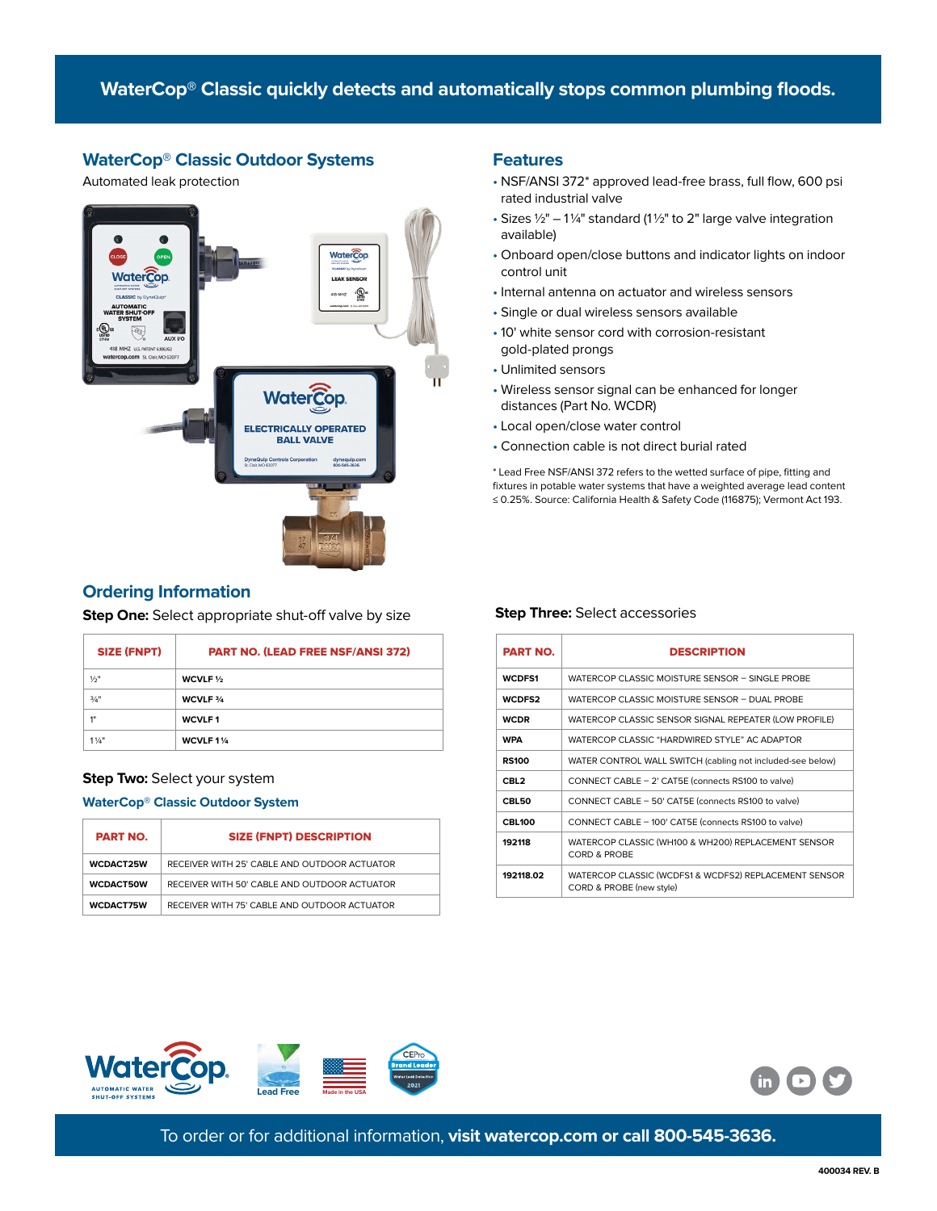## WaterCop® Classic quickly detects and automatically stops common plumbing floods.

### WaterCop® Classic Outdoor Systems

Automated leak protection

### Features

- NSF/ANSI 372* approved lead-free brass, full flow, 600 psi rated industrial valve
- Sizes ½" – 1¼" standard (1½" to 2" large valve integration available)
- Onboard open/close buttons and indicator lights on indoor control unit
- Internal antenna on actuator and wireless sensors
- Single or dual wireless sensors available
- 10' white sensor cord with corrosion-resistant gold-plated prongs
- Unlimited sensors
- Wireless sensor signal can be enhanced for longer distances (Part No. WCDR)
- Local open/close water control
- Connection cable is not direct burial rated

* Lead Free NSF/ANSI 372 refers to the wetted surface of pipe, fitting and fixtures in potable water systems that have a weighted average lead content ≤ 0.25%. Source: California Health & Safety Code (116875); Vermont Act 193.

### Ordering Information

**Step One:** Select appropriate shut-off valve by size

| SIZE (FNPT) | PART NO. (LEAD FREE NSF/ANSI 372) |
|---|---|
| ½" | WCVLF ½ |
| ¾" | WCVLF ¾ |
| 1" | WCVLF 1 |
| 1¼" | WCVLF 1¼ |

**Step Two:** Select your system

**WaterCop® Classic Outdoor System**

| PART NO. | SIZE (FNPT) DESCRIPTION |
|---|---|
| WCDACT25W | RECEIVER WITH 25' CABLE AND OUTDOOR ACTUATOR |
| WCDACT50W | RECEIVER WITH 50' CABLE AND OUTDOOR ACTUATOR |
| WCDACT75W | RECEIVER WITH 75' CABLE AND OUTDOOR ACTUATOR |

**Step Three:** Select accessories

| PART NO. | DESCRIPTION |
|---|---|
| WCDFS1 | WATERCOP CLASSIC MOISTURE SENSOR – SINGLE PROBE |
| WCDFS2 | WATERCOP CLASSIC MOISTURE SENSOR – DUAL PROBE |
| WCDR | WATERCOP CLASSIC SENSOR SIGNAL REPEATER (LOW PROFILE) |
| WPA | WATERCOP CLASSIC "HARDWIRED STYLE" AC ADAPTOR |
| RS100 | WATER CONTROL WALL SWITCH (cabling not included-see below) |
| CBL2 | CONNECT CABLE – 2' CAT5E (connects RS100 to valve) |
| CBL50 | CONNECT CABLE – 50' CAT5E (connects RS100 to valve) |
| CBL100 | CONNECT CABLE – 100' CAT5E (connects RS100 to valve) |
| 192118 | WATERCOP CLASSIC (WH100 & WH200) REPLACEMENT SENSOR CORD & PROBE |
| 192118.02 | WATERCOP CLASSIC (WCDFS1 & WCDFS2) REPLACEMENT SENSOR CORD & PROBE (new style) |

To order or for additional information, **visit watercop.com or call 800-545-3636.**

400034 REV. B